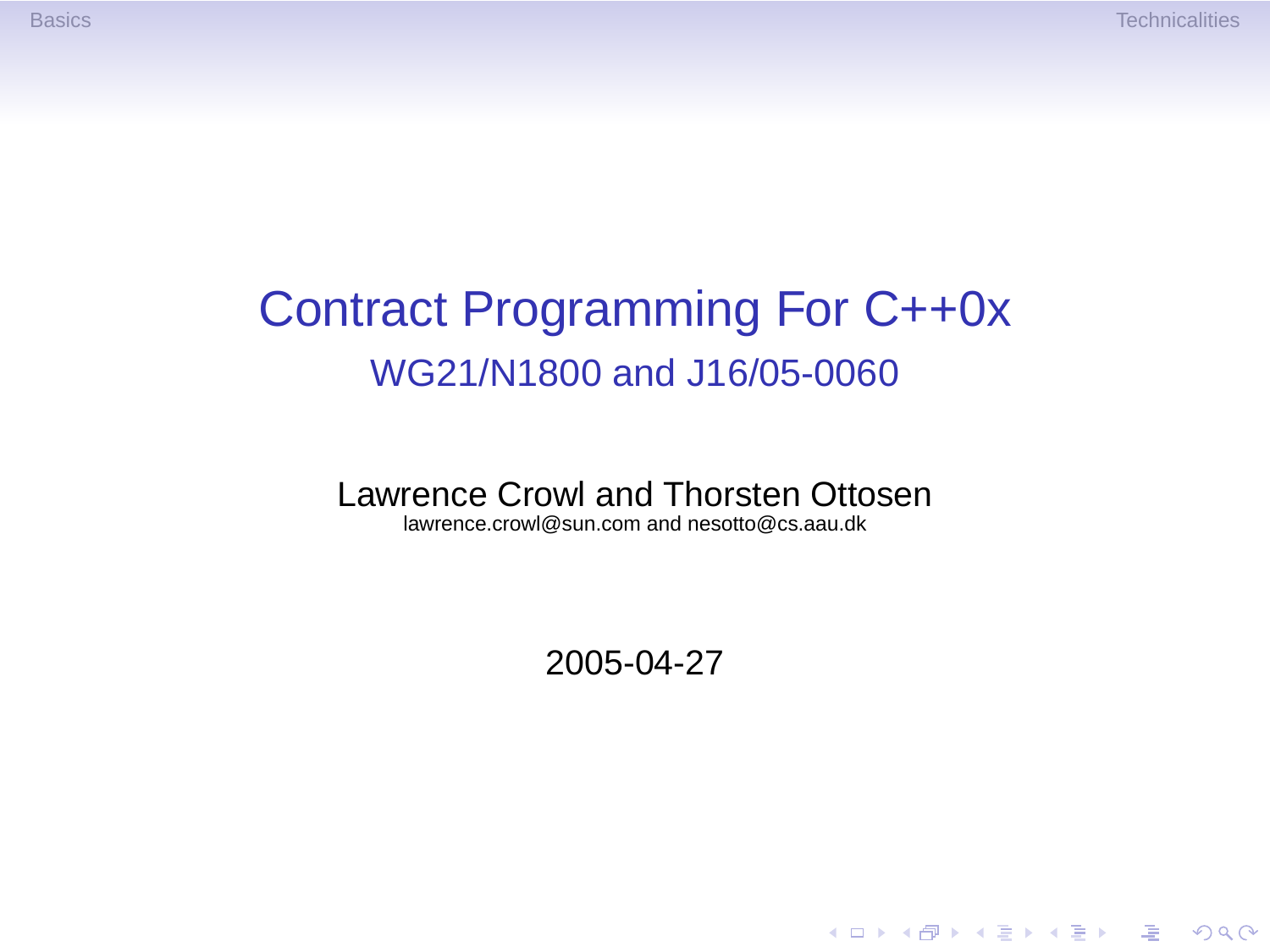# Contract Programming For C++0x

## WG21/N1800 and J16/05-0060

Lawrence Crowl and Thorsten Ottosen

lawrence.crowl@sun.com and nesotto@cs.aau.dk

2005-04-27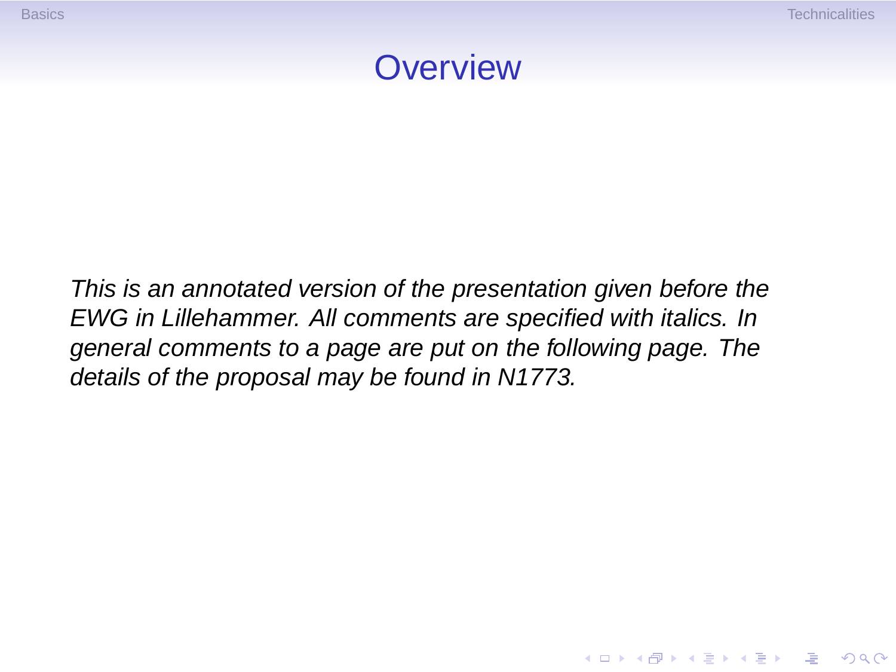# Overview

*This is an annotated version of the presentation given before the EWG in Lillehammer. All comments are specified with italics. In general comments to a page are put on the following page. The details of the proposal may be found in N1773.*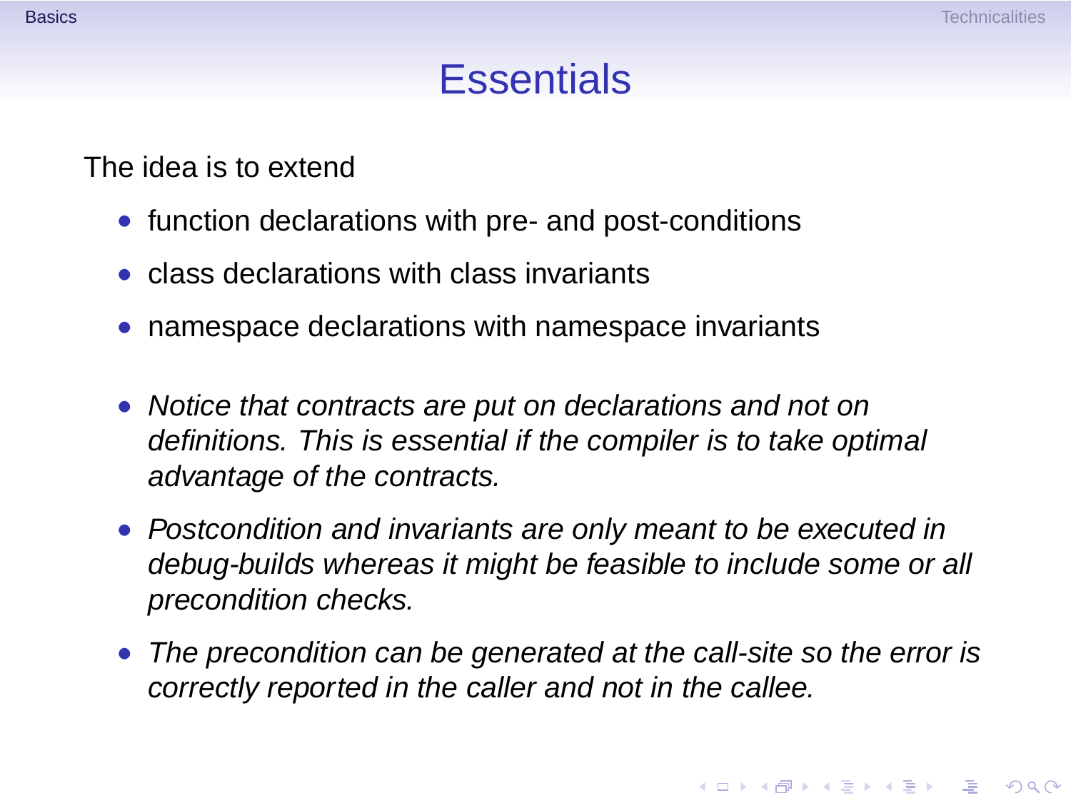# Essentials

The idea is to extend

- function declarations with pre- and post-conditions
- class declarations with class invariants
- namespace declarations with namespace invariants

- *Notice that contracts are put on declarations and not on definitions. This is essential if the compiler is to take optimal advantage of the contracts.*
- *Postcondition and invariants are only meant to be executed in debug-builds whereas it might be feasible to include some or all precondition checks.*
- *The precondition can be generated at the call-site so the error is correctly reported in the caller and not in the callee.*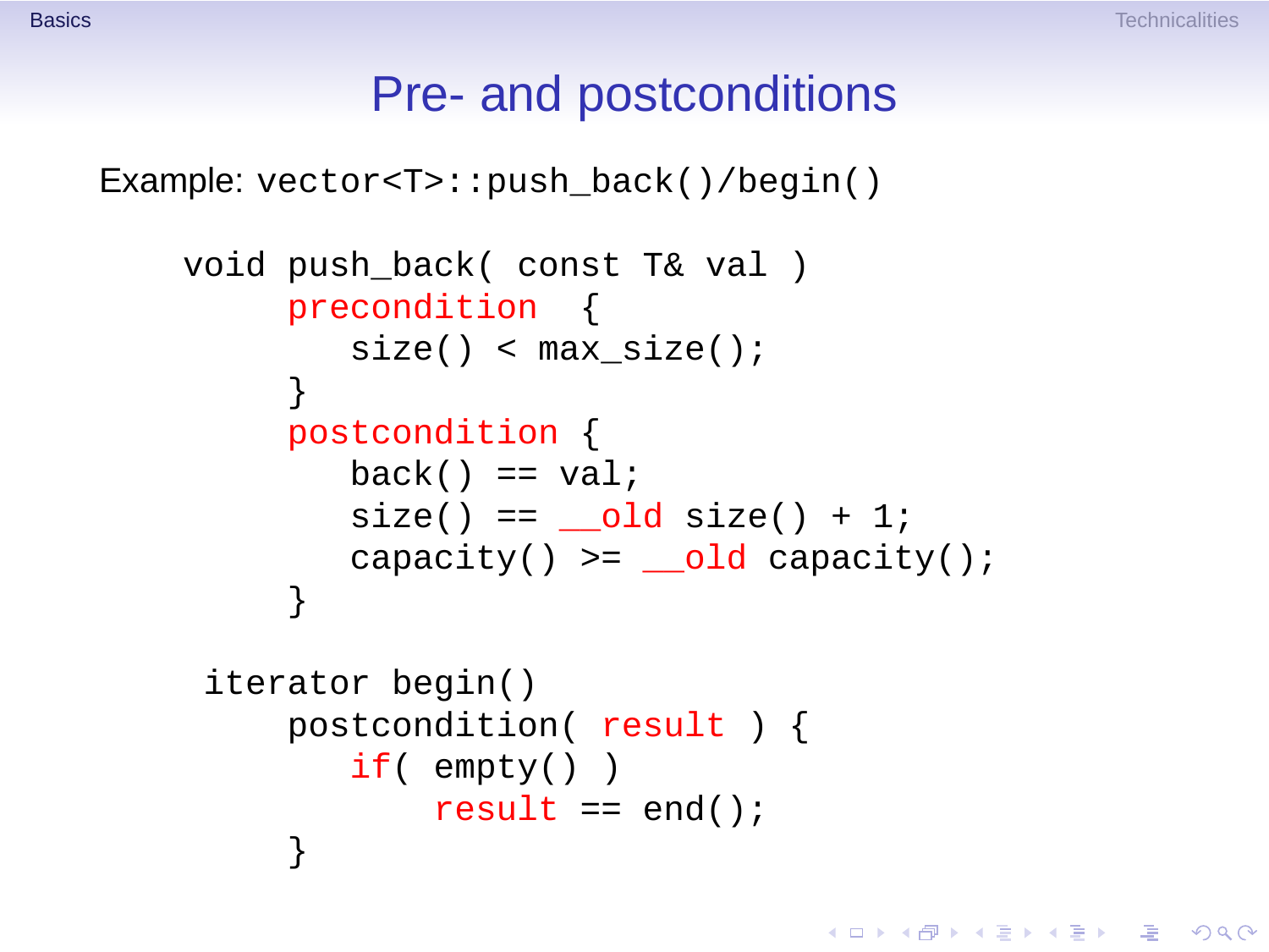# Pre- and postconditions

Example: `vector<T>::push_back()/begin()`

```
void push_back( const T& val )
     precondition  {
        size() < max_size();
     }
     postcondition {
        back() == val;
        size() == __old size() + 1;
        capacity() >= __old capacity();
     }

 iterator begin()
     postcondition( result ) {
        if( empty() )
            result == end();
     }
```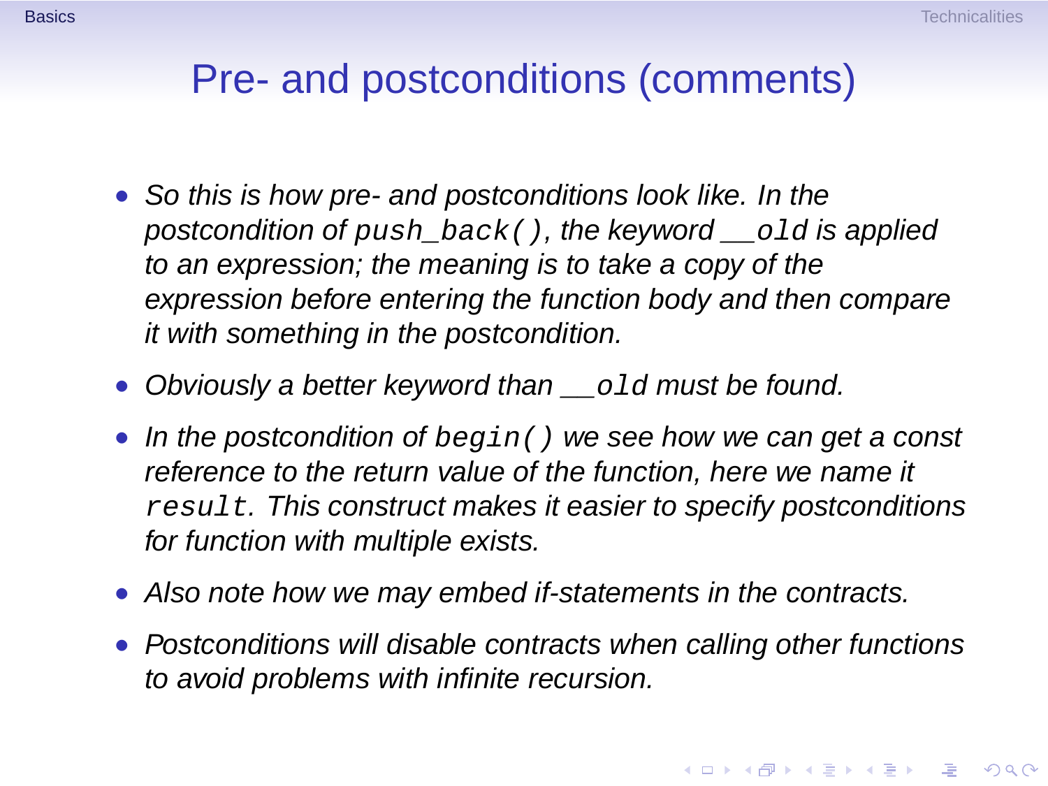# Pre- and postconditions (comments)

- *So this is how pre- and postconditions look like. In the postcondition of `push_back()`, the keyword `__old` is applied to an expression; the meaning is to take a copy of the expression before entering the function body and then compare it with something in the postcondition.*
- *Obviously a better keyword than `__old` must be found.*
- *In the postcondition of `begin()` we see how we can get a const reference to the return value of the function, here we name it `result`. This construct makes it easier to specify postconditions for function with multiple exists.*
- *Also note how we may embed if-statements in the contracts.*
- *Postconditions will disable contracts when calling other functions to avoid problems with infinite recursion.*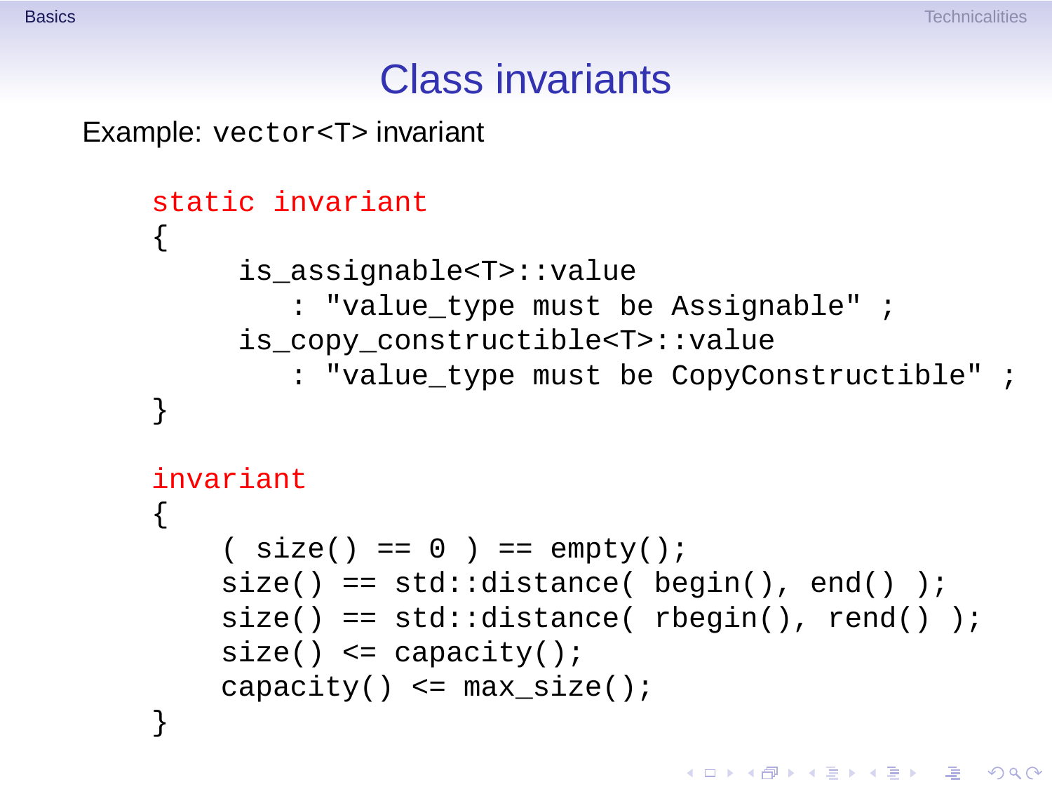# Class invariants

Example: `vector<T>` invariant

```
static invariant
{
     is_assignable<T>::value
        : "value_type must be Assignable" ;
     is_copy_constructible<T>::value
        : "value_type must be CopyConstructible" ;
}

invariant
{
    ( size() == 0 ) == empty();
    size() == std::distance( begin(), end() );
    size() == std::distance( rbegin(), rend() );
    size() <= capacity();
    capacity() <= max_size();
}
```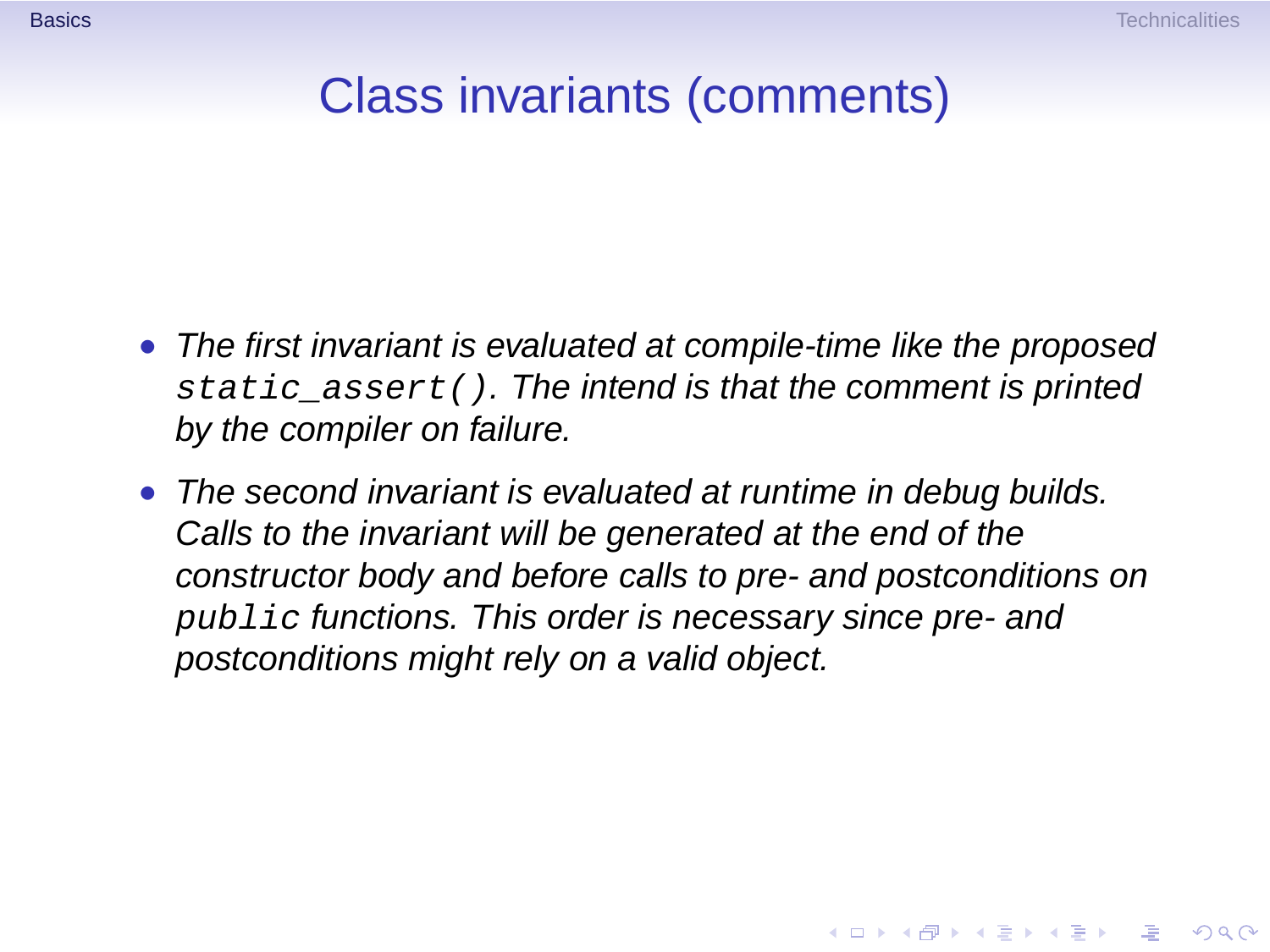# Class invariants (comments)

- *The first invariant is evaluated at compile-time like the proposed* `static_assert()`*. The intend is that the comment is printed by the compiler on failure.*
- *The second invariant is evaluated at runtime in debug builds. Calls to the invariant will be generated at the end of the constructor body and before calls to pre- and postconditions on* `public` *functions. This order is necessary since pre- and postconditions might rely on a valid object.*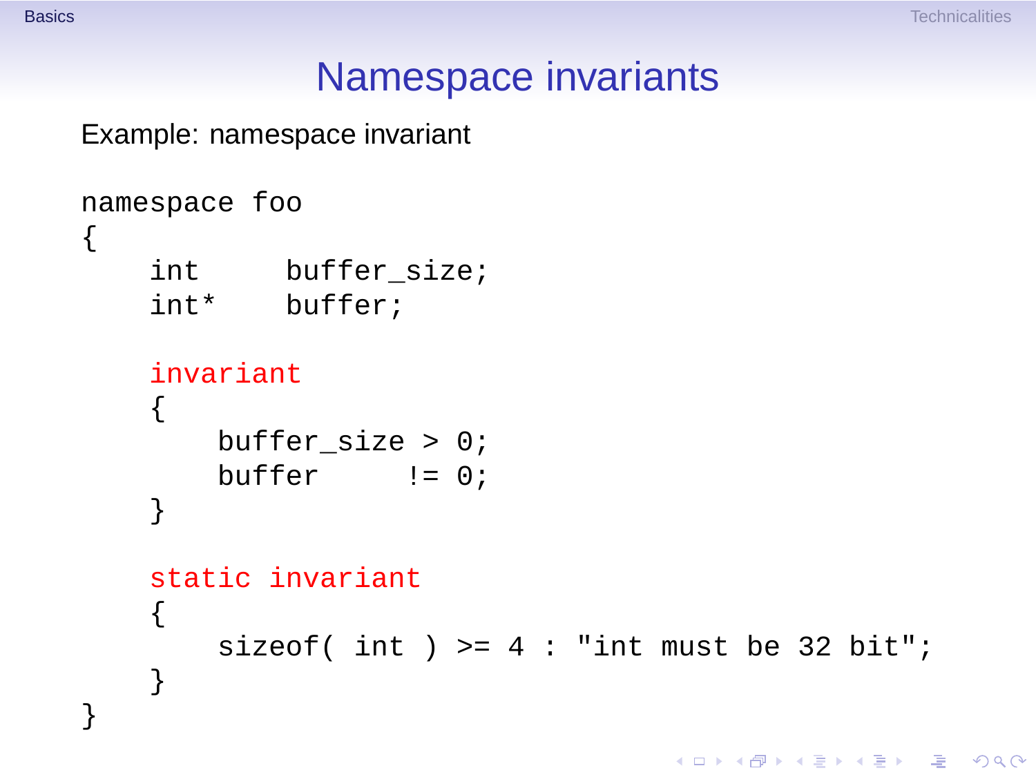# Namespace invariants

Example: namespace invariant

```
namespace foo
{
    int     buffer_size;
    int*    buffer;

    invariant
    {
        buffer_size > 0;
        buffer     != 0;
    }

    static invariant
    {
        sizeof( int ) >= 4 : "int must be 32 bit";
    }
}
```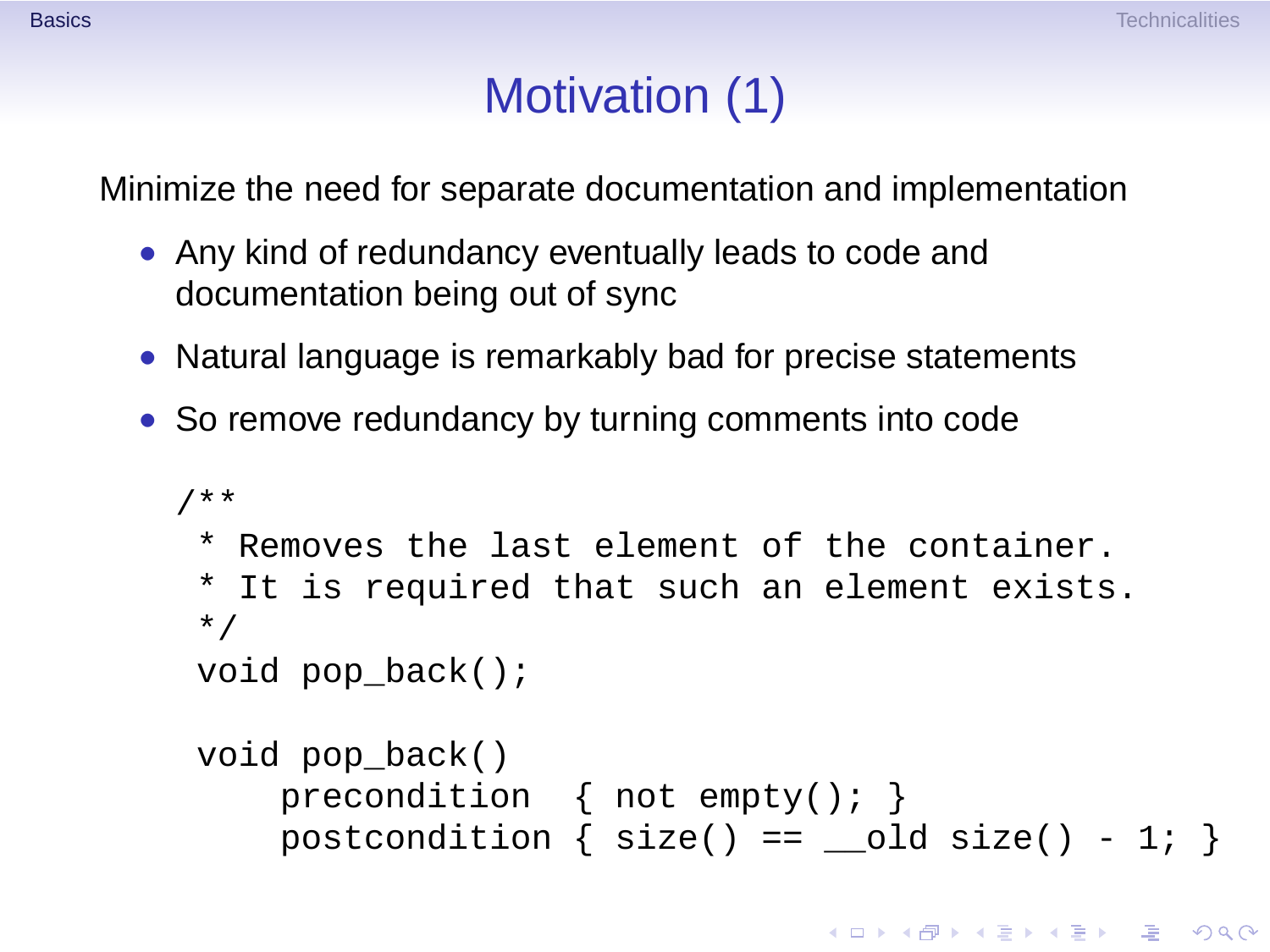# Motivation (1)

Minimize the need for separate documentation and implementation

- Any kind of redundancy eventually leads to code and documentation being out of sync
- Natural language is remarkably bad for precise statements
- So remove redundancy by turning comments into code

```
/**
 * Removes the last element of the container.
 * It is required that such an element exists.
 */
 void pop_back();

 void pop_back()
     precondition  { not empty(); }
     postcondition { size() == __old size() - 1; }
```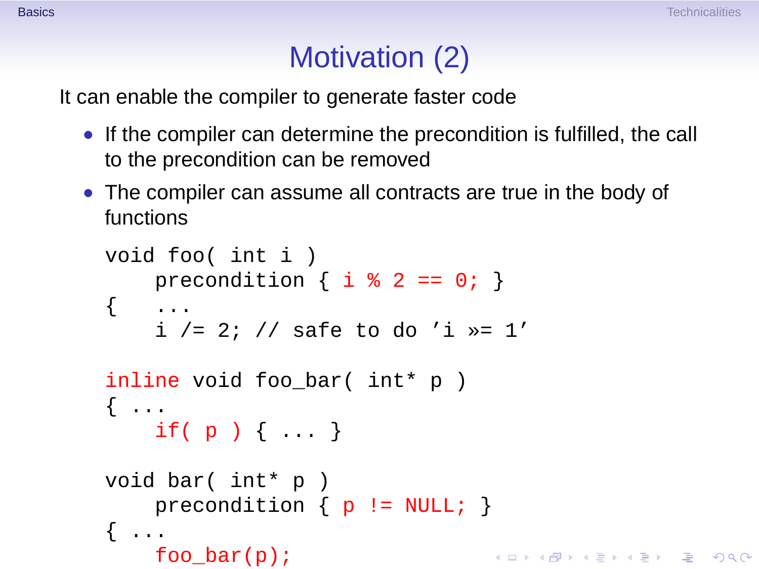# Motivation (2)

It can enable the compiler to generate faster code

- If the compiler can determine the precondition is fulfilled, the call to the precondition can be removed
- The compiler can assume all contracts are true in the body of functions

```
void foo( int i )
    precondition { i % 2 == 0; }
{   ...
    i /= 2; // safe to do 'i »= 1'

inline void foo_bar( int* p )
{ ...
    if( p ) { ... }

void bar( int* p )
    precondition { p != NULL; }
{ ...
    foo_bar(p);
```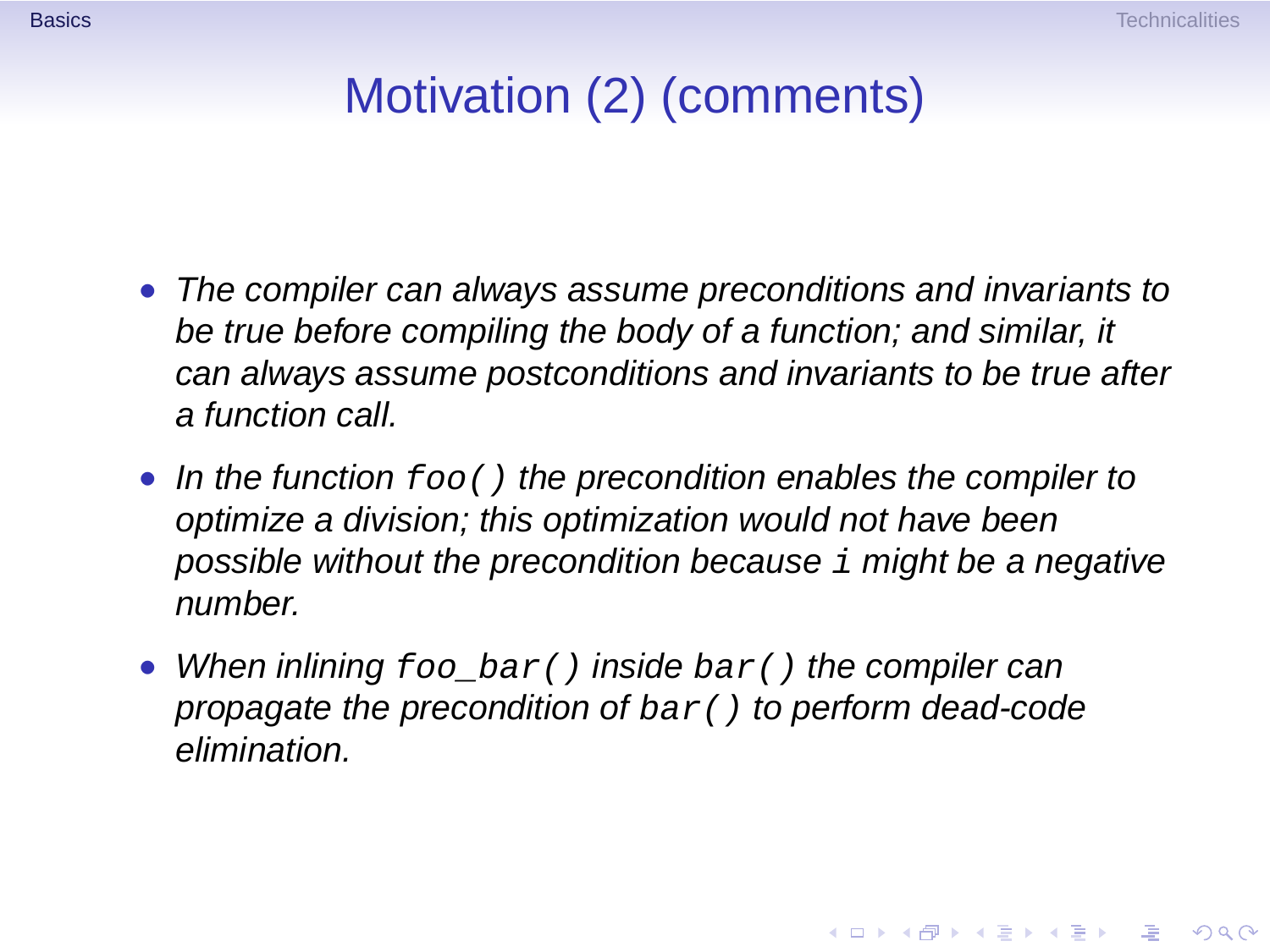# Motivation (2) (comments)

- *The compiler can always assume preconditions and invariants to be true before compiling the body of a function; and similar, it can always assume postconditions and invariants to be true after a function call.*
- *In the function `foo()` the precondition enables the compiler to optimize a division; this optimization would not have been possible without the precondition because `i` might be a negative number.*
- *When inlining `foo_bar()` inside `bar()` the compiler can propagate the precondition of `bar()` to perform dead-code elimination.*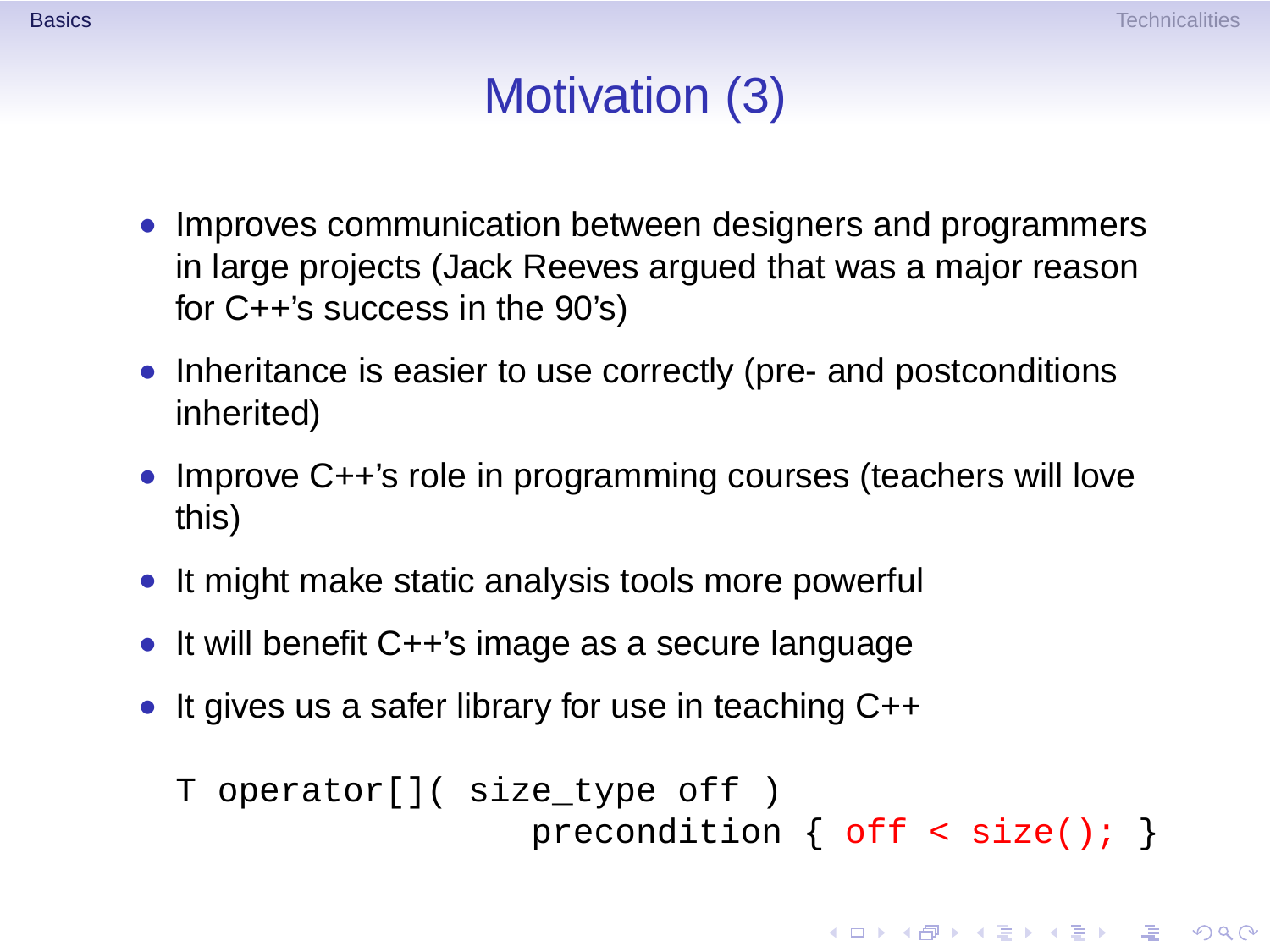# Motivation (3)

- Improves communication between designers and programmers in large projects (Jack Reeves argued that was a major reason for C++'s success in the 90's)
- Inheritance is easier to use correctly (pre- and postconditions inherited)
- Improve C++'s role in programming courses (teachers will love this)
- It might make static analysis tools more powerful
- It will benefit C++'s image as a secure language
- It gives us a safer library for use in teaching C++

```
T operator[]( size_type off )
                 precondition { off < size(); }
```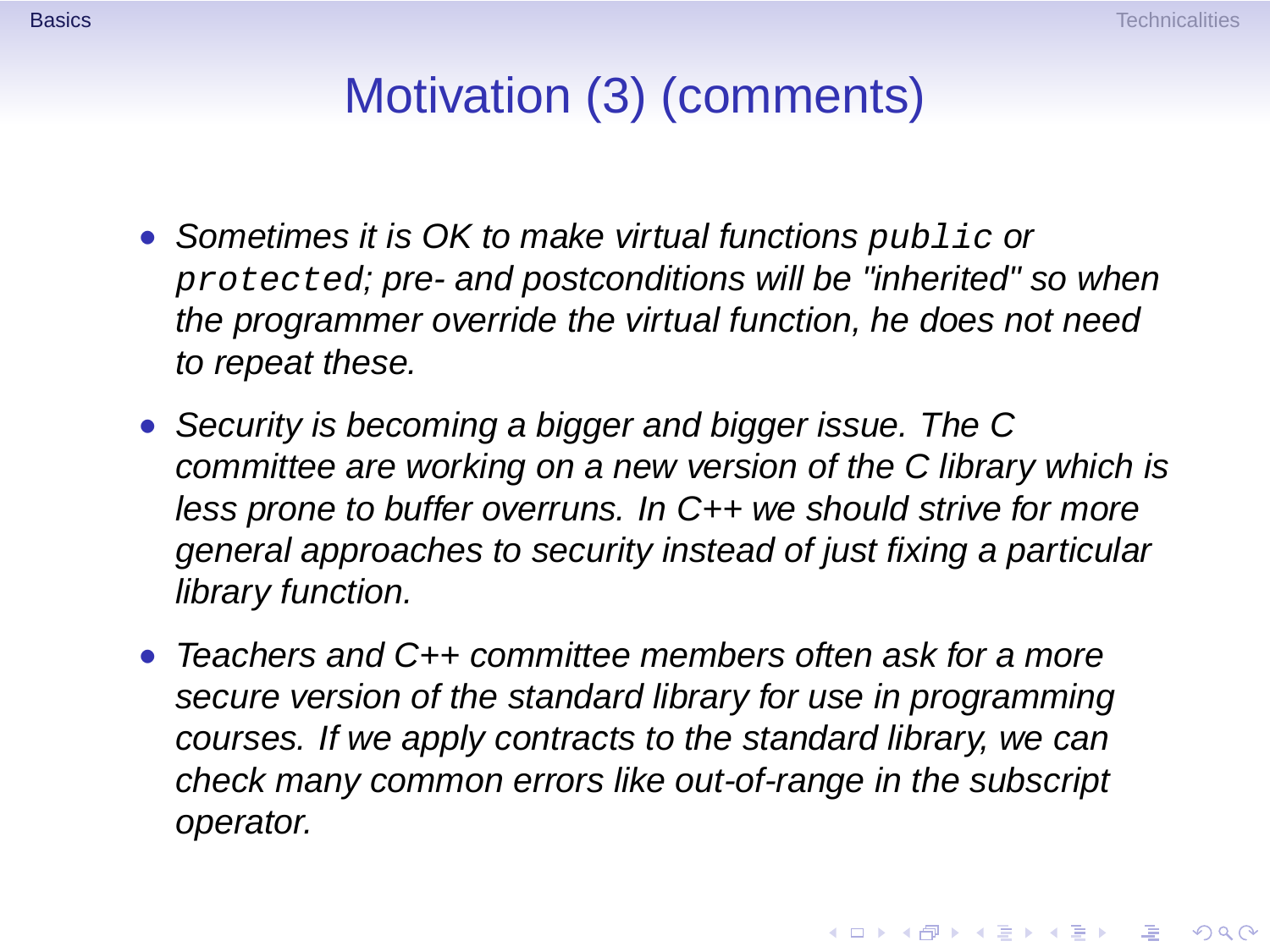# Motivation (3) (comments)

- *Sometimes it is OK to make virtual functions* `public` *or* `protected`*; pre- and postconditions will be "inherited" so when the programmer override the virtual function, he does not need to repeat these.*
- *Security is becoming a bigger and bigger issue. The C committee are working on a new version of the C library which is less prone to buffer overruns. In C++ we should strive for more general approaches to security instead of just fixing a particular library function.*
- *Teachers and C++ committee members often ask for a more secure version of the standard library for use in programming courses. If we apply contracts to the standard library, we can check many common errors like out-of-range in the subscript operator.*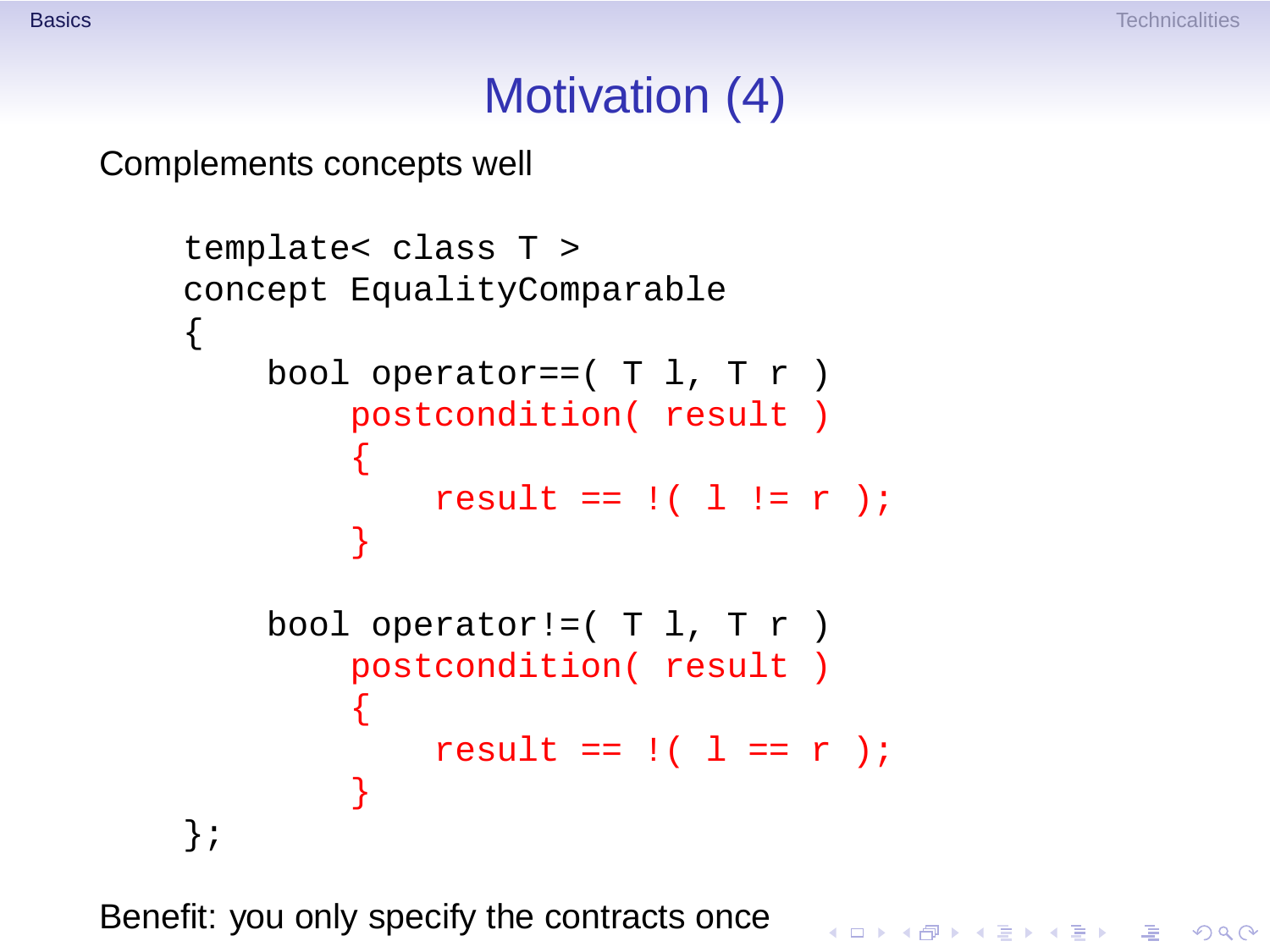# Motivation (4)

Complements concepts well

```
template< class T >
concept EqualityComparable
{
    bool operator==( T l, T r )
        postcondition( result )
        {
            result == !( l != r );
        }

    bool operator!=( T l, T r )
        postcondition( result )
        {
            result == !( l == r );
        }
};
```

Benefit: you only specify the contracts once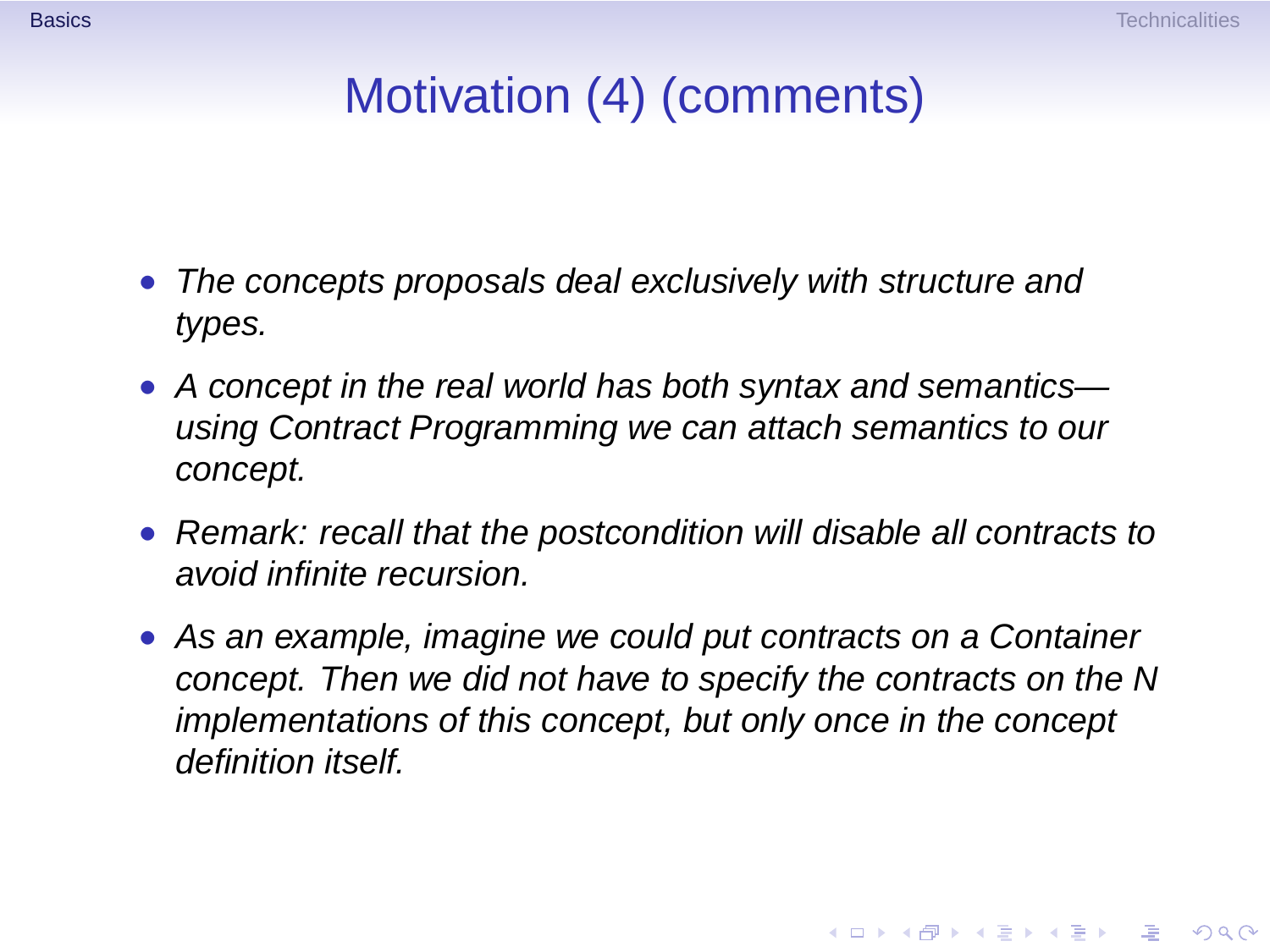# Motivation (4) (comments)

- *The concepts proposals deal exclusively with structure and types.*
- *A concept in the real world has both syntax and semantics—using Contract Programming we can attach semantics to our concept.*
- *Remark: recall that the postcondition will disable all contracts to avoid infinite recursion.*
- *As an example, imagine we could put contracts on a Container concept. Then we did not have to specify the contracts on the N implementations of this concept, but only once in the concept definition itself.*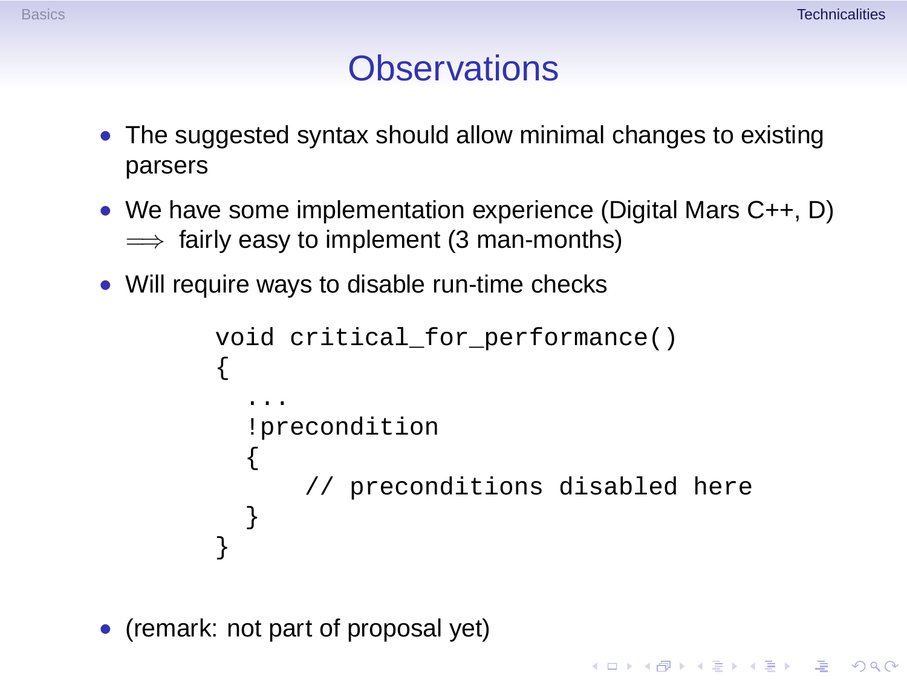# Observations

- The suggested syntax should allow minimal changes to existing parsers
- We have some implementation experience (Digital Mars C++, D) $\Longrightarrow$ fairly easy to implement (3 man-months)
- Will require ways to disable run-time checks

```
void critical_for_performance()
{
  ...
  !precondition
  {
      // preconditions disabled here
  }
}
```

- (remark: not part of proposal yet)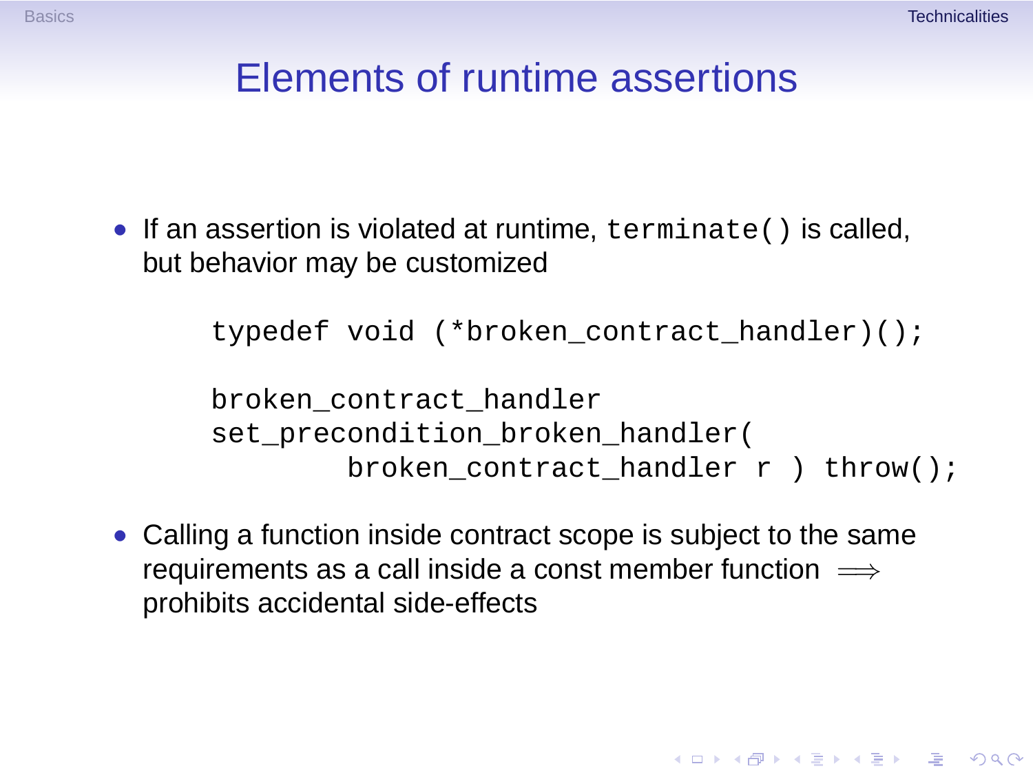# Elements of runtime assertions

- If an assertion is violated at runtime, `terminate()` is called, but behavior may be customized

```
typedef void (*broken_contract_handler)();

broken_contract_handler
set_precondition_broken_handler(
        broken_contract_handler r ) throw();
```

- Calling a function inside contract scope is subject to the same requirements as a call inside a const member function $\Longrightarrow$ prohibits accidental side-effects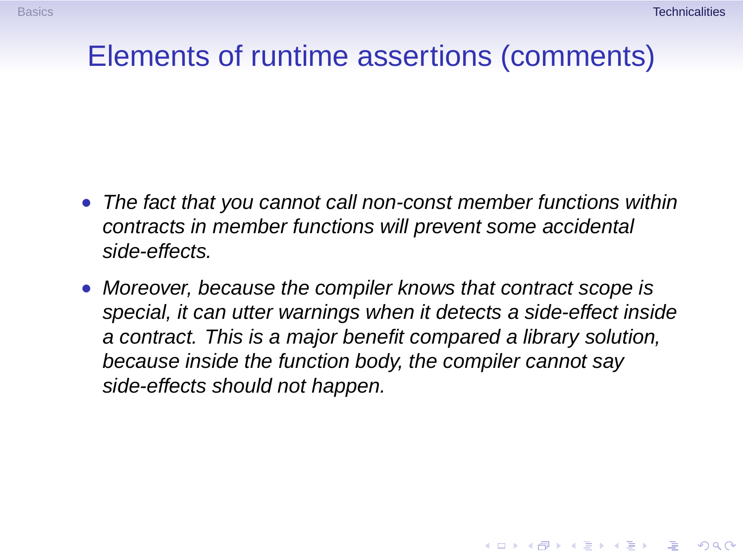# Elements of runtime assertions (comments)

- *The fact that you cannot call non-const member functions within contracts in member functions will prevent some accidental side-effects.*
- *Moreover, because the compiler knows that contract scope is special, it can utter warnings when it detects a side-effect inside a contract. This is a major benefit compared a library solution, because inside the function body, the compiler cannot say side-effects should not happen.*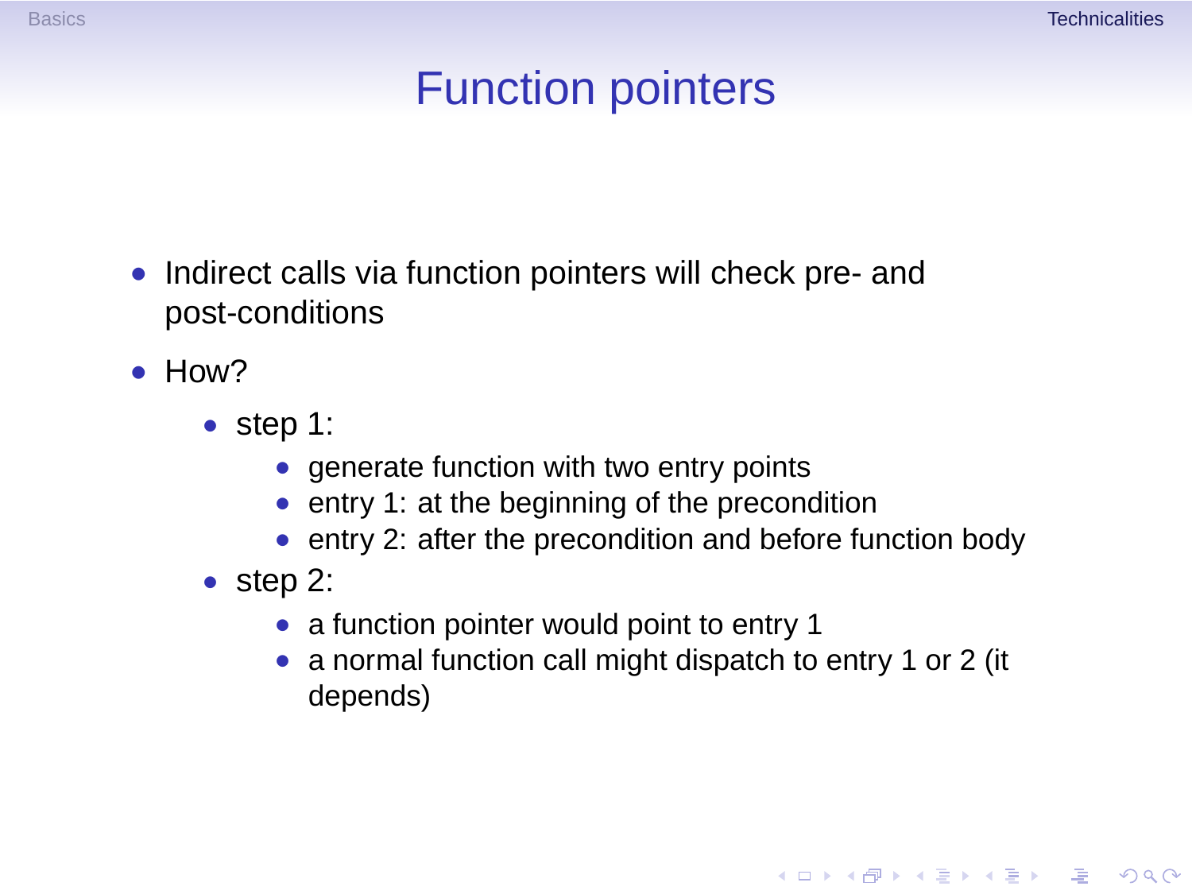# Function pointers

- Indirect calls via function pointers will check pre- and post-conditions
- How?
  - step 1:
    - generate function with two entry points
    - entry 1: at the beginning of the precondition
    - entry 2: after the precondition and before function body
  - step 2:
    - a function pointer would point to entry 1
    - a normal function call might dispatch to entry 1 or 2 (it depends)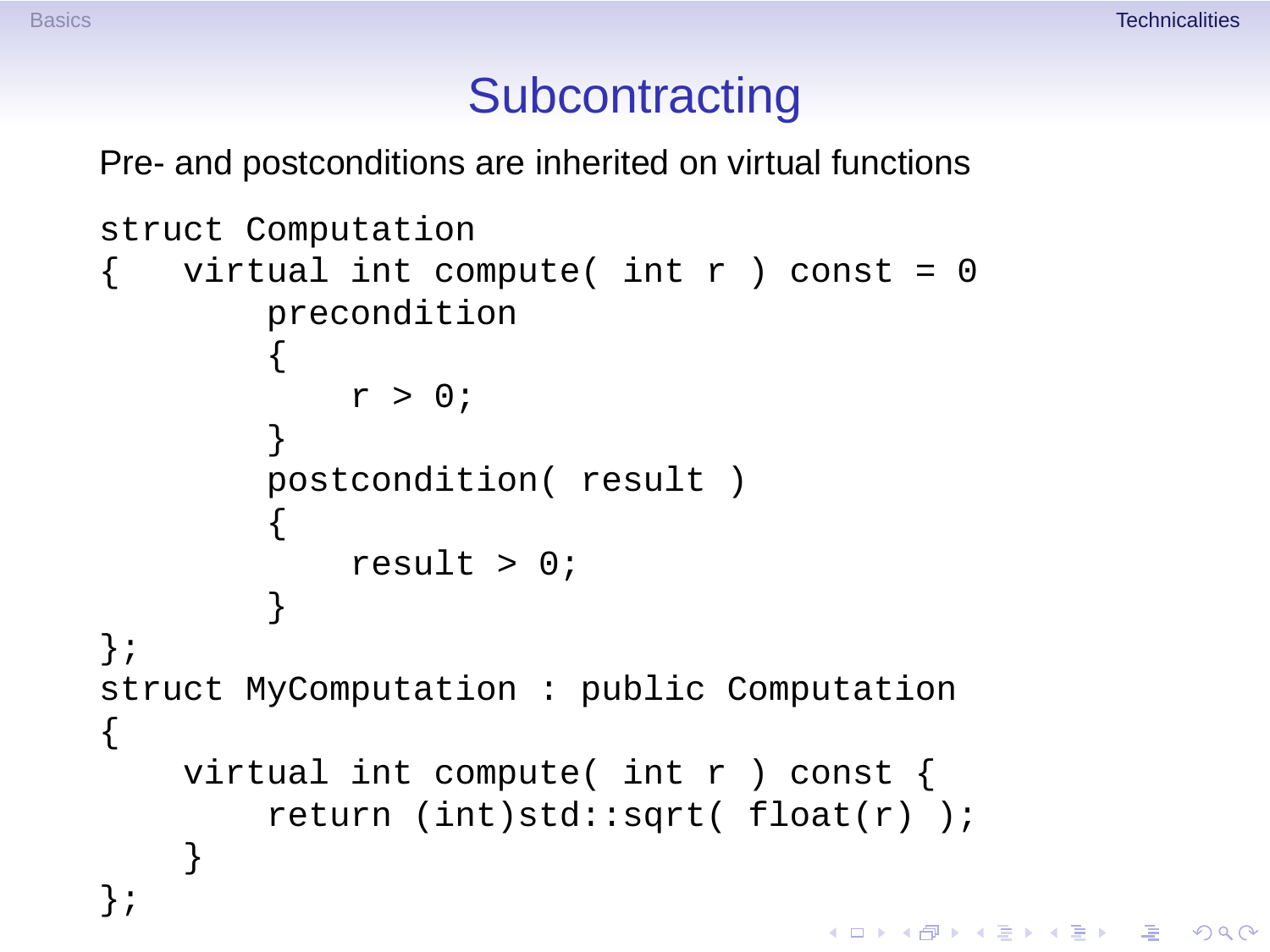# Subcontracting

Pre- and postconditions are inherited on virtual functions

```
struct Computation
{   virtual int compute( int r ) const = 0
        precondition
        {
            r > 0;
        }
        postcondition( result )
        {
            result > 0;
        }
};
struct MyComputation : public Computation
{
    virtual int compute( int r ) const {
        return (int)std::sqrt( float(r) );
    }
};
```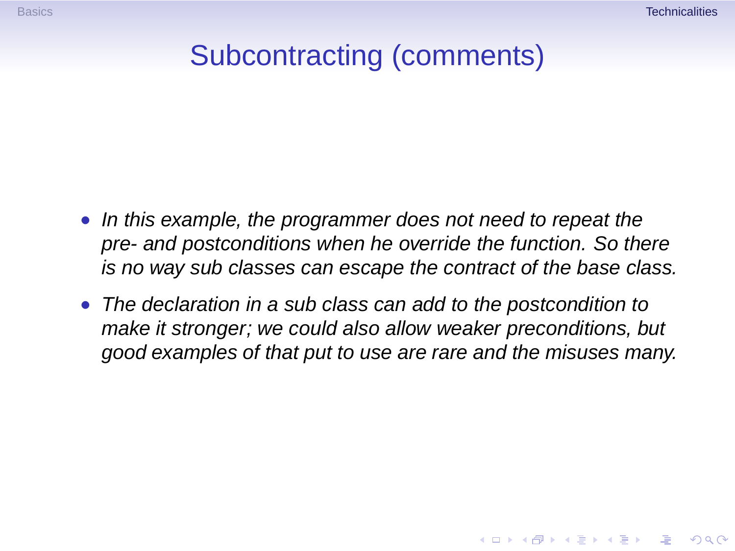# Subcontracting (comments)

- *In this example, the programmer does not need to repeat the pre- and postconditions when he override the function. So there is no way sub classes can escape the contract of the base class.*
- *The declaration in a sub class can add to the postcondition to make it stronger; we could also allow weaker preconditions, but good examples of that put to use are rare and the misuses many.*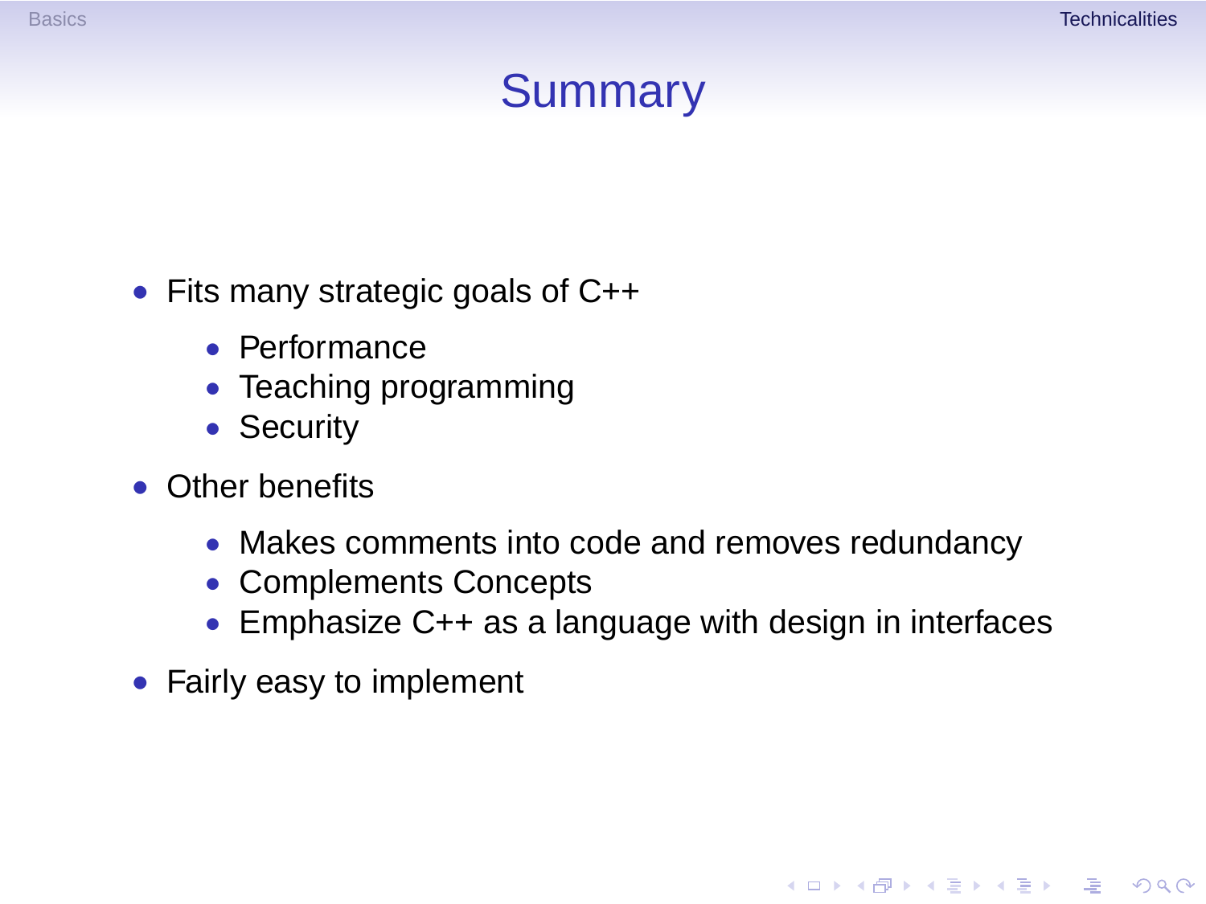# Summary

- Fits many strategic goals of C++
  - Performance
  - Teaching programming
  - Security
- Other benefits
  - Makes comments into code and removes redundancy
  - Complements Concepts
  - Emphasize C++ as a language with design in interfaces
- Fairly easy to implement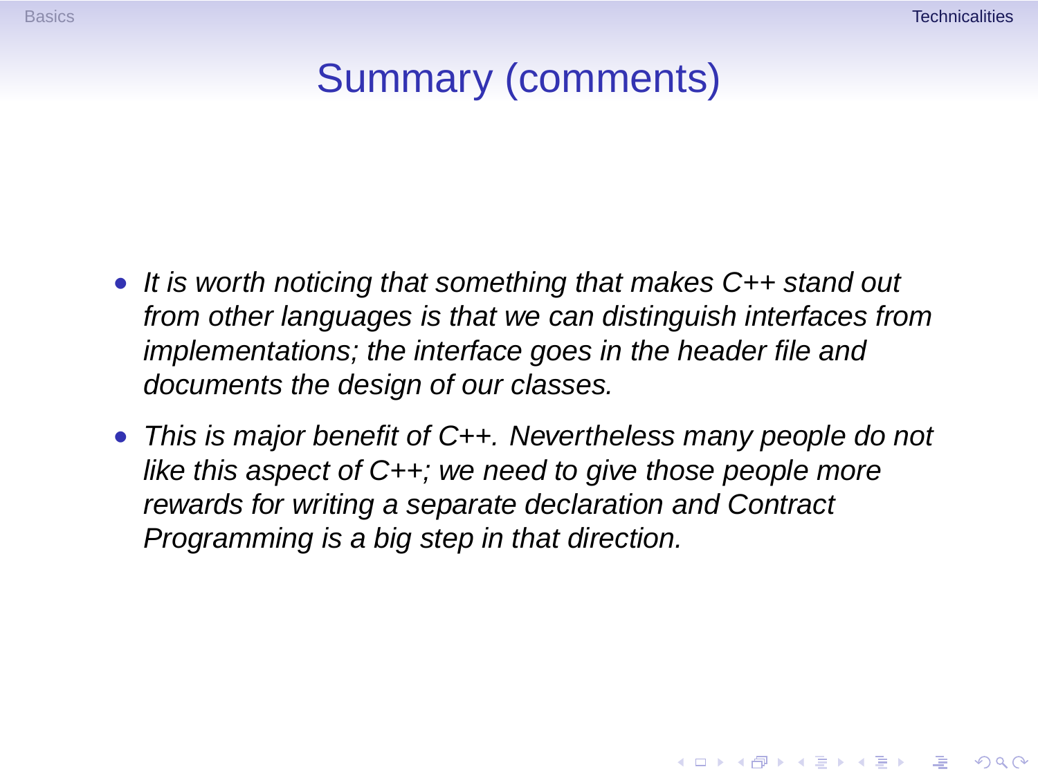# Summary (comments)

- *It is worth noticing that something that makes C++ stand out from other languages is that we can distinguish interfaces from implementations; the interface goes in the header file and documents the design of our classes.*
- *This is major benefit of C++. Nevertheless many people do not like this aspect of C++; we need to give those people more rewards for writing a separate declaration and Contract Programming is a big step in that direction.*